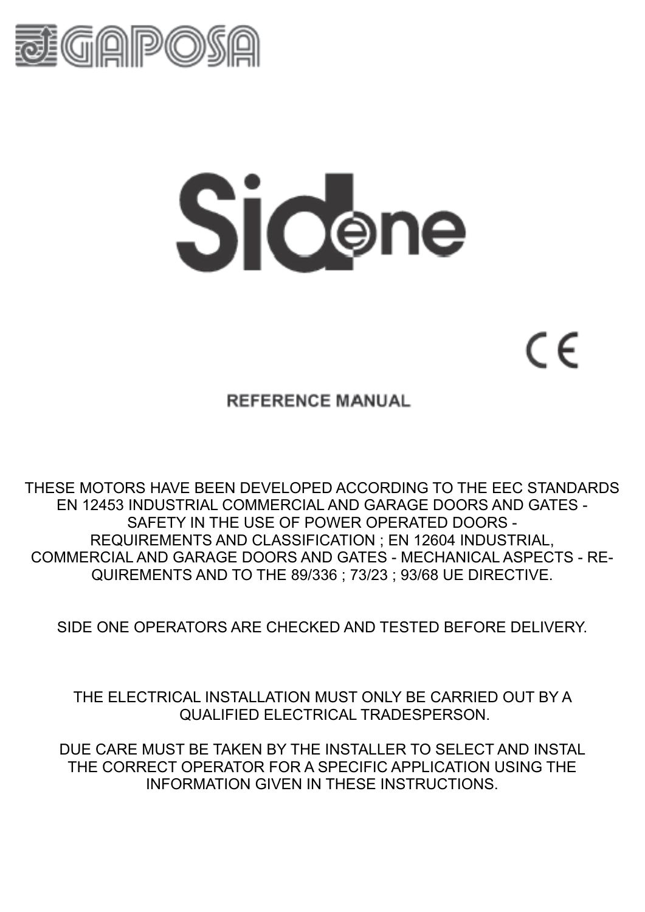# GAPOSA

# SideOne

CE

## REFERENCE MANUAL

THESE MOTORS HAVE BEEN DEVELOPED ACCORDING TO THE EEC STANDARDS EN 12453 INDUSTRIAL COMMERCIAL AND GARAGE DOORS AND GATES - SAFETY IN THE USE OF POWER OPERATED DOORS - REQUIREMENTS AND CLASSIFICATION ; EN 12604 INDUSTRIAL, COMMERCIAL AND GARAGE DOORS AND GATES - MECHANICAL ASPECTS - REQUIREMENTS AND TO THE 89/336 ; 73/23 ; 93/68 UE DIRECTIVE.

SIDE ONE OPERATORS ARE CHECKED AND TESTED BEFORE DELIVERY.

THE ELECTRICAL INSTALLATION MUST ONLY BE CARRIED OUT BY A QUALIFIED ELECTRICAL TRADESPERSON.

DUE CARE MUST BE TAKEN BY THE INSTALLER TO SELECT AND INSTAL THE CORRECT OPERATOR FOR A SPECIFIC APPLICATION USING THE INFORMATION GIVEN IN THESE INSTRUCTIONS.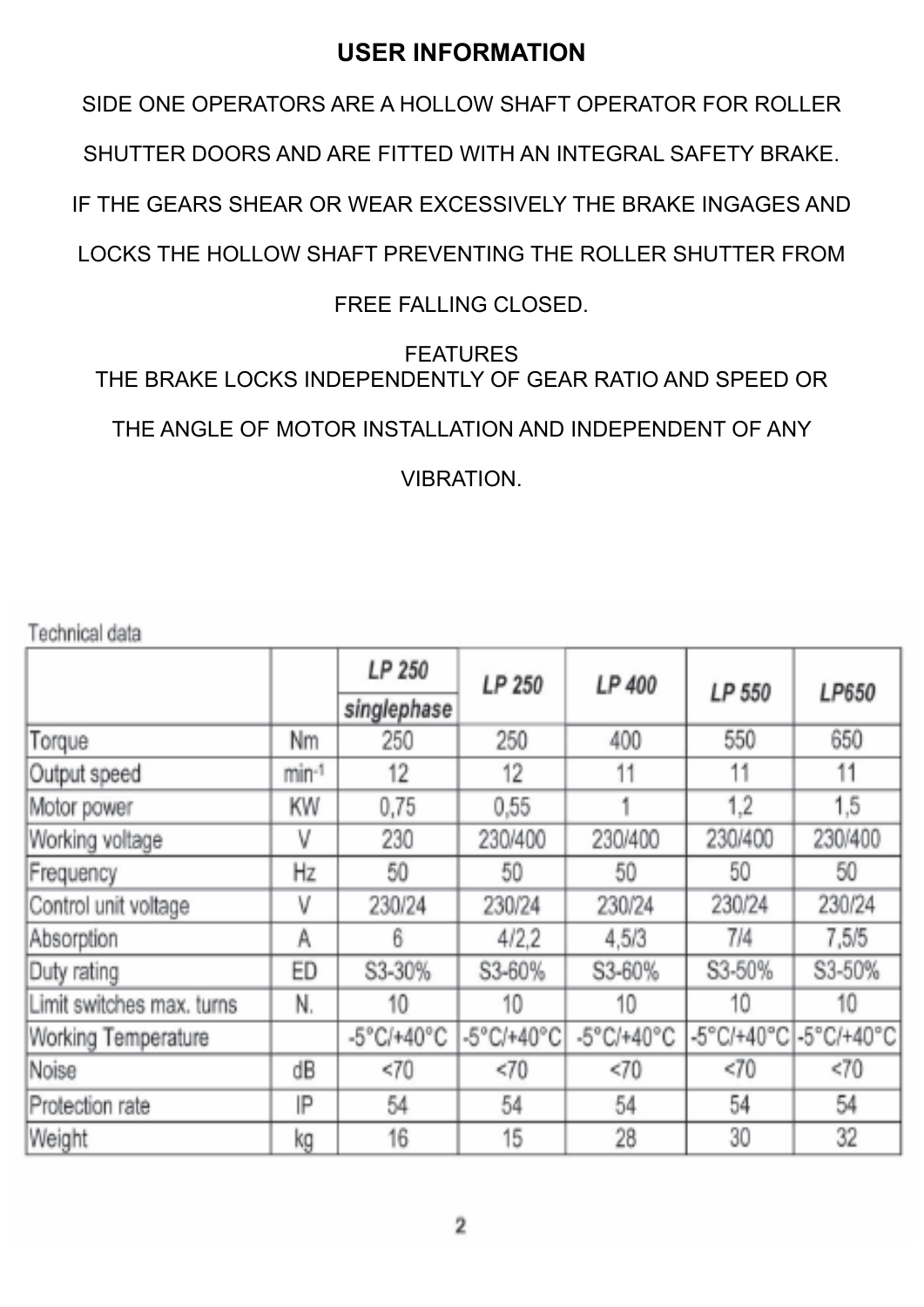# USER INFORMATION

SIDE ONE OPERATORS ARE A HOLLOW SHAFT OPERATOR FOR ROLLER SHUTTER DOORS AND ARE FITTED WITH AN INTEGRAL SAFETY BRAKE. IF THE GEARS SHEAR OR WEAR EXCESSIVELY THE BRAKE INGAGES AND LOCKS THE HOLLOW SHAFT PREVENTING THE ROLLER SHUTTER FROM FREE FALLING CLOSED.

FEATURES

THE BRAKE LOCKS INDEPENDENTLY OF GEAR RATIO AND SPEED OR THE ANGLE OF MOTOR INSTALLATION AND INDEPENDENT OF ANY VIBRATION.

Technical data

| | | *LP 250* *singlephase* | *LP 250* | *LP 400* | *LP 550* | *LP650* |
|---|---|---|---|---|---|---|
| Torque | Nm | 250 | 250 | 400 | 550 | 650 |
| Output speed | min-1 | 12 | 12 | 11 | 11 | 11 |
| Motor power | KW | 0,75 | 0,55 | 1 | 1,2 | 1,5 |
| Working voltage | V | 230 | 230/400 | 230/400 | 230/400 | 230/400 |
| Frequency | Hz | 50 | 50 | 50 | 50 | 50 |
| Control unit voltage | V | 230/24 | 230/24 | 230/24 | 230/24 | 230/24 |
| Absorption | A | 6 | 4/2,2 | 4,5/3 | 7/4 | 7,5/5 |
| Duty rating | ED | S3-30% | S3-60% | S3-60% | S3-50% | S3-50% |
| Limit switches max. turns | N. | 10 | 10 | 10 | 10 | 10 |
| Working Temperature | | -5°C/+40°C | -5°C/+40°C | -5°C/+40°C | -5°C/+40°C | -5°C/+40°C |
| Noise | dB | <70 | <70 | <70 | <70 | <70 |
| Protection rate | IP | 54 | 54 | 54 | 54 | 54 |
| Weight | kg | 16 | 15 | 28 | 30 | 32 |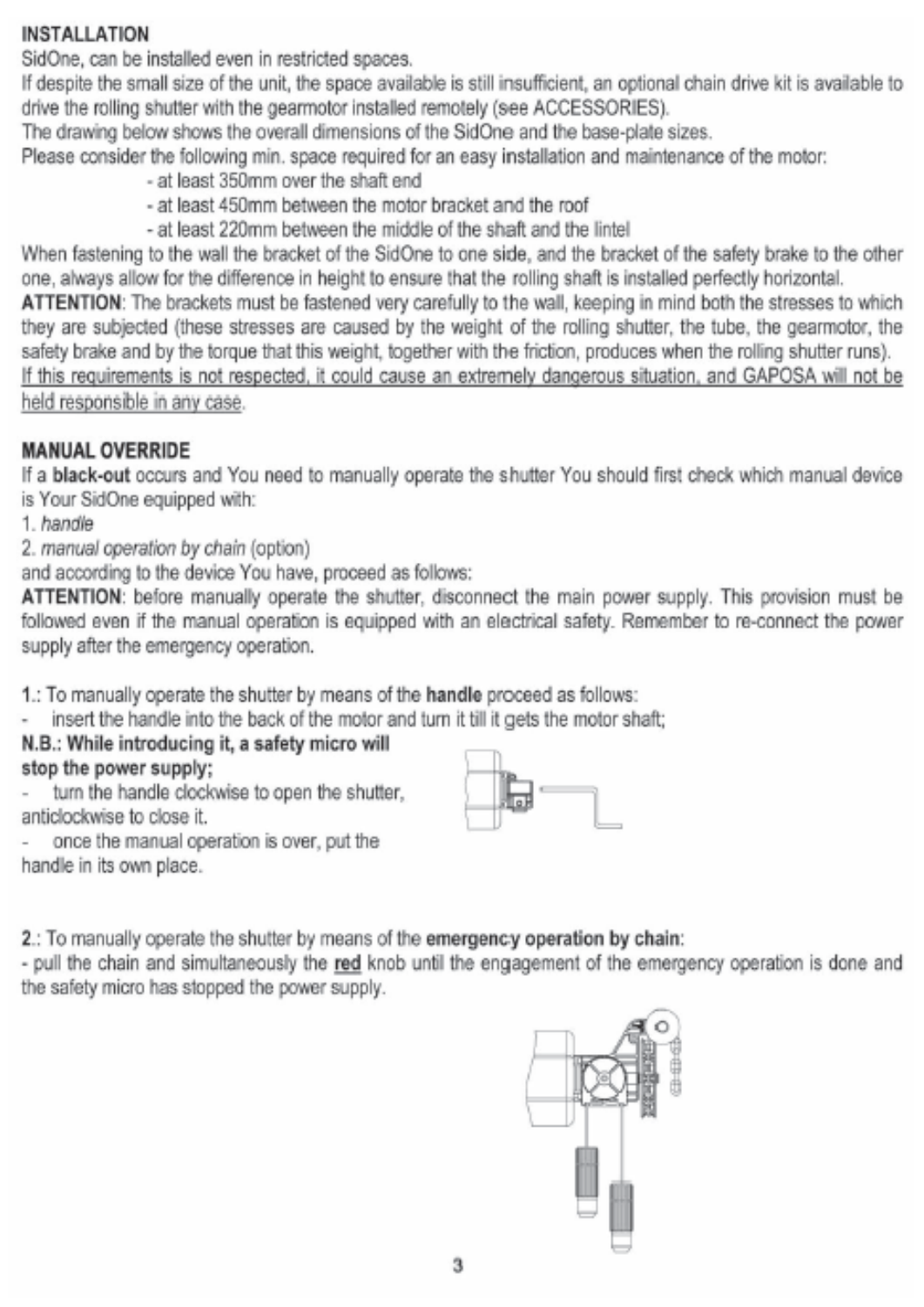## INSTALLATION

SidOne, can be installed even in restricted spaces.

If despite the small size of the unit, the space available is still insufficient, an optional chain drive kit is available to drive the rolling shutter with the gearmotor installed remotely (see ACCESSORIES).

The drawing below shows the overall dimensions of the SidOne and the base-plate sizes.

Please consider the following min. space required for an easy installation and maintenance of the motor:

- at least 350mm over the shaft end
- at least 450mm between the motor bracket and the roof
- at least 220mm between the middle of the shaft and the lintel

When fastening to the wall the bracket of the SidOne to one side, and the bracket of the safety brake to the other one, always allow for the difference in height to ensure that the rolling shaft is installed perfectly horizontal.

**ATTENTION**: The brackets must be fastened very carefully to the wall, keeping in mind both the stresses to which they are subjected (these stresses are caused by the weight of the rolling shutter, the tube, the gearmotor, the safety brake and by the torque that this weight, together with the friction, produces when the rolling shutter runs). <u>If this requirements is not respected, it could cause an extremely dangerous situation, and GAPOSA will not be held responsible in any case.</u>

## MANUAL OVERRIDE

If a **black-out** occurs and You need to manually operate the shutter You should first check which manual device is Your SidOne equipped with:

1. *handle*
2. *manual operation by chain* (option)

and according to the device You have, proceed as follows:

**ATTENTION**: before manually operate the shutter, disconnect the main power supply. This provision must be followed even if the manual operation is equipped with an electrical safety. Remember to re-connect the power supply after the emergency operation.

1.: To manually operate the shutter by means of the **handle** proceed as follows:

- insert the handle into the back of the motor and turn it till it gets the motor shaft;

**N.B.: While introducing it, a safety micro will stop the power supply;**

- turn the handle clockwise to open the shutter, anticlockwise to close it.
- once the manual operation is over, put the handle in its own place.

2.: To manually operate the shutter by means of the **emergency operation by chain**:

- pull the chain and simultaneously the <u>**red**</u> knob until the engagement of the emergency operation is done and the safety micro has stopped the power supply.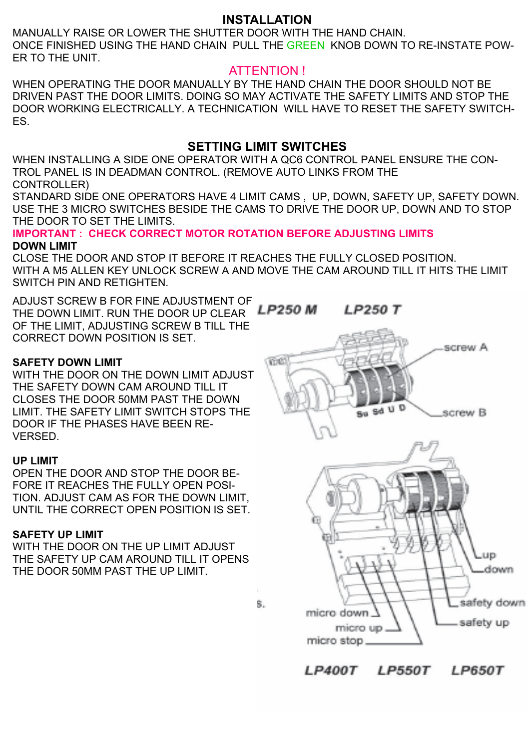## INSTALLATION

MANUALLY RAISE OR LOWER THE SHUTTER DOOR WITH THE HAND CHAIN.
ONCE FINISHED USING THE HAND CHAIN PULL THE GREEN KNOB DOWN TO RE-INSTATE POWER TO THE UNIT.

### ATTENTION !

WHEN OPERATING THE DOOR MANUALLY BY THE HAND CHAIN THE DOOR SHOULD NOT BE DRIVEN PAST THE DOOR LIMITS. DOING SO MAY ACTIVATE THE SAFETY LIMITS AND STOP THE DOOR WORKING ELECTRICALLY. A TECHNICATION WILL HAVE TO RESET THE SAFETY SWITCHES.

## SETTING LIMIT SWITCHES

WHEN INSTALLING A SIDE ONE OPERATOR WITH A QC6 CONTROL PANEL ENSURE THE CONTROL PANEL IS IN DEADMAN CONTROL. (REMOVE AUTO LINKS FROM THE CONTROLLER)
STANDARD SIDE ONE OPERATORS HAVE 4 LIMIT CAMS , UP, DOWN, SAFETY UP, SAFETY DOWN. USE THE 3 MICRO SWITCHES BESIDE THE CAMS TO DRIVE THE DOOR UP, DOWN AND TO STOP THE DOOR TO SET THE LIMITS.

**IMPORTANT : CHECK CORRECT MOTOR ROTATION BEFORE ADJUSTING LIMITS**

**DOWN LIMIT**

CLOSE THE DOOR AND STOP IT BEFORE IT REACHES THE FULLY CLOSED POSITION.
WITH A M5 ALLEN KEY UNLOCK SCREW A AND MOVE THE CAM AROUND TILL IT HITS THE LIMIT SWITCH PIN AND RETIGHTEN.

ADJUST SCREW B FOR FINE ADJUSTMENT OF THE DOWN LIMIT. RUN THE DOOR UP CLEAR OF THE LIMIT, ADJUSTING SCREW B TILL THE CORRECT DOWN POSITION IS SET.

**SAFETY DOWN LIMIT**

WITH THE DOOR ON THE DOWN LIMIT ADJUST THE SAFETY DOWN CAM AROUND TILL IT CLOSES THE DOOR 50MM PAST THE DOWN LIMIT. THE SAFETY LIMIT SWITCH STOPS THE DOOR IF THE PHASES HAVE BEEN REVERSED.

**UP LIMIT**

OPEN THE DOOR AND STOP THE DOOR BEFORE IT REACHES THE FULLY OPEN POSITION. ADJUST CAM AS FOR THE DOWN LIMIT, UNTIL THE CORRECT OPEN POSITION IS SET.

**SAFETY UP LIMIT**

WITH THE DOOR ON THE UP LIMIT ADJUST THE SAFETY UP CAM AROUND TILL IT OPENS THE DOOR 50MM PAST THE UP LIMIT.

***LP250 M LP250 T***

screw A, Su Sd U D, screw B

up, down, safety down, safety up, micro down, micro up, micro stop

***LP400T LP550T LP650T***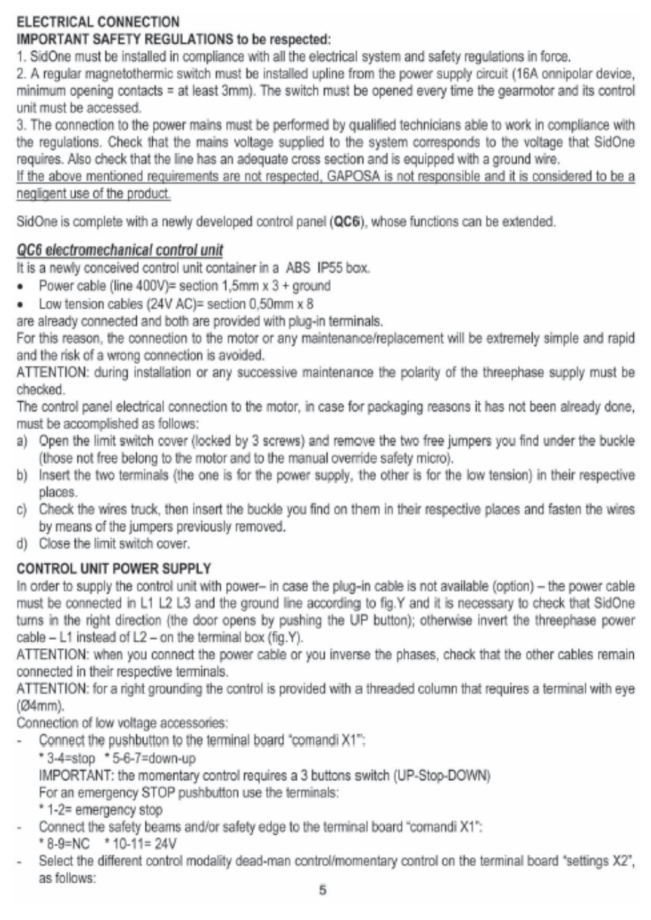## ELECTRICAL CONNECTION

**IMPORTANT SAFETY REGULATIONS to be respected:**

1. SidOne must be installed in compliance with all the electrical system and safety regulations in force.
2. A regular magnetothermic switch must be installed upline from the power supply circuit (16A onnipolar device, minimum opening contacts = at least 3mm). The switch must be opened every time the gearmotor and its control unit must be accessed.
3. The connection to the power mains must be performed by qualified technicians able to work in compliance with the regulations. Check that the mains voltage supplied to the system corresponds to the voltage that SidOne requires. Also check that the line has an adequate cross section and is equipped with a ground wire.

<u>If the above mentioned requirements are not respected, GAPOSA is not responsible and it is considered to be a negligent use of the product.</u>

SidOne is complete with a newly developed control panel (**QC6**), whose functions can be extended.

***<u>QC6 electromechanical control unit</u>***

It is a newly conceived control unit container in a ABS IP55 box.

- Power cable (line 400V)= section 1,5mm x 3 + ground
- Low tension cables (24V AC)= section 0,50mm x 8

are already connected and both are provided with plug-in terminals.

For this reason, the connection to the motor or any maintenance/replacement will be extremely simple and rapid and the risk of a wrong connection is avoided.

ATTENTION: during installation or any successive maintenance the polarity of the threephase supply must be checked.

The control panel electrical connection to the motor, in case for packaging reasons it has not been already done, must be accomplished as follows:

a) Open the limit switch cover (locked by 3 screws) and remove the two free jumpers you find under the buckle (those not free belong to the motor and to the manual override safety micro).
b) Insert the two terminals (the one is for the power supply, the other is for the low tension) in their respective places.
c) Check the wires truck, then insert the buckle you find on them in their respective places and fasten the wires by means of the jumpers previously removed.
d) Close the limit switch cover.

## CONTROL UNIT POWER SUPPLY

In order to supply the control unit with power– in case the plug-in cable is not available (option) – the power cable must be connected in L1 L2 L3 and the ground line according to fig.Y and it is necessary to check that SidOne turns in the right direction (the door opens by pushing the UP button); otherwise invert the threephase power cable – L1 instead of L2 – on the terminal box (fig.Y).

ATTENTION: when you connect the power cable or you inverse the phases, check that the other cables remain connected in their respective terminals.

ATTENTION: for a right grounding the control is provided with a threaded column that requires a terminal with eye (Ø4mm).

Connection of low voltage accessories:

- Connect the pushbutton to the terminal board "comandi X1":
  * 3-4=stop * 5-6-7=down-up
  
  IMPORTANT: the momentary control requires a 3 buttons switch (UP-Stop-DOWN)
  
  For an emergency STOP pushbutton use the terminals:
  * 1-2= emergency stop
- Connect the safety beams and/or safety edge to the terminal board "comandi X1":
  * 8-9=NC * 10-11= 24V
- Select the different control modality dead-man control/momentary control on the terminal board "settings X2", as follows: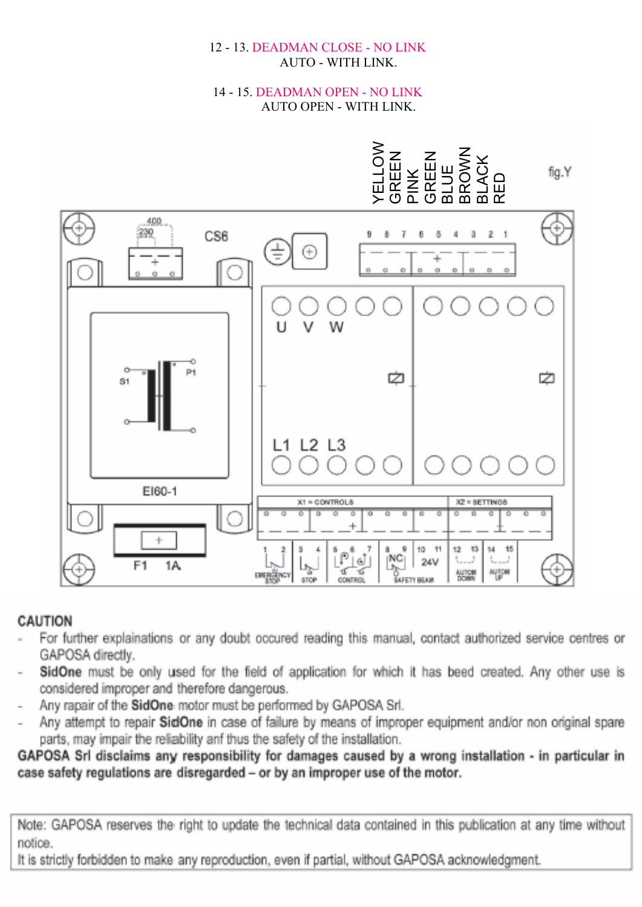12 - 13. DEADMAN CLOSE - NO LINK
AUTO - WITH LINK.

14 - 15. DEADMAN OPEN - NO LINK
AUTO OPEN - WITH LINK.

YELLOW GREEN PINK GREEN BLUE BROWN BLACK RED

fig.Y

400 230 CS6 9 8 7 6 5 4 3 2 1

U V W

S1 P1

L1 L2 L3

EI60-1

X1 = CONTROLS X2 = SETTINGS

F1 1A

1 2 EMERGENCY STOP 3 4 STOP 5 6 7 CONTROL 8 9 NC SAFETY BEAM 10 11 24V 12 13 AUTOM DOWN 14 15 AUTOM UP

**CAUTION**

- For further explainations or any doubt occured reading this manual, contact authorized service centres or GAPOSA directly.
- **SidOne** must be only used for the field of application for which it has beed created. Any other use is considered improper and therefore dangerous.
- Any repair of the **SidOne** motor must be performed by GAPOSA Srl.
- Any attempt to repair **SidOne** in case of failure by means of improper equipment and/or non original spare parts, may impair the reliability anf thus the safety of the installation.

**GAPOSA Srl disclaims any responsibility for damages caused by a wrong installation - in particular in case safety regulations are disregarded – or by an improper use of the motor.**

Note: GAPOSA reserves the right to update the technical data contained in this publication at any time without notice.
It is strictly forbidden to make any reproduction, even if partial, without GAPOSA acknowledgment.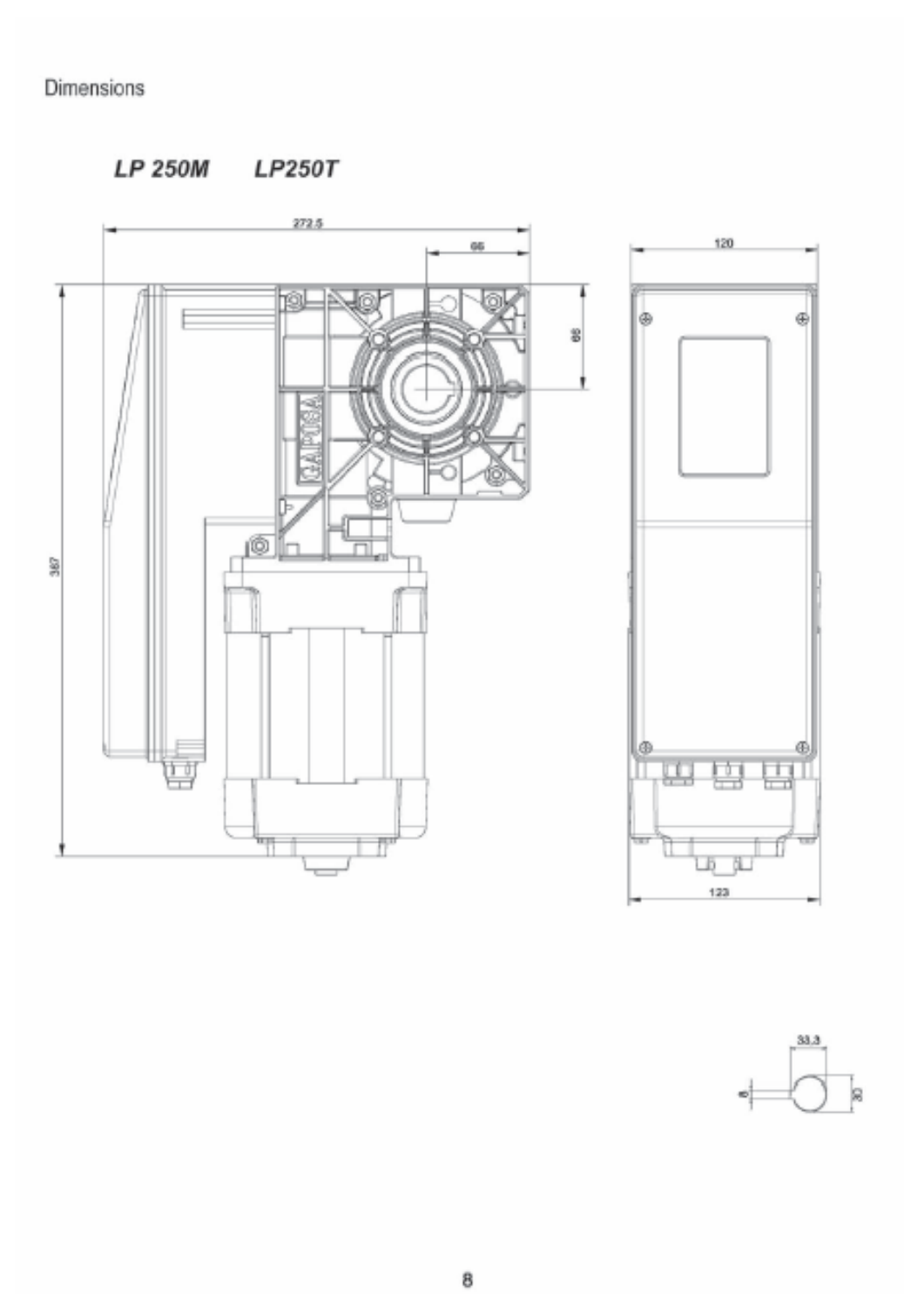Dimensions

***LP 250M      LP250T***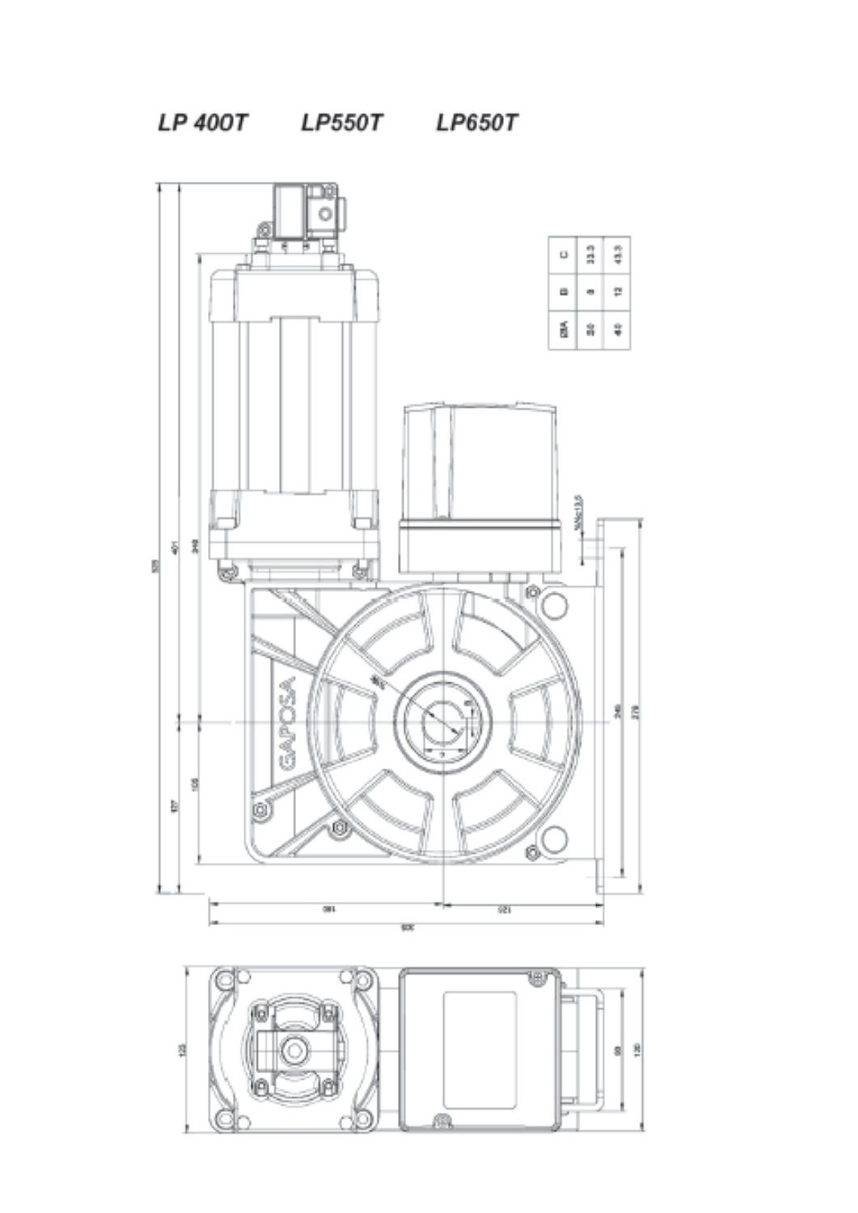## LP 400T LP550T LP650T

| DIA | B | C |
|---|---|---|
| 30 | 8 | 33.3 |
| 40 | 12 | 43.3 |